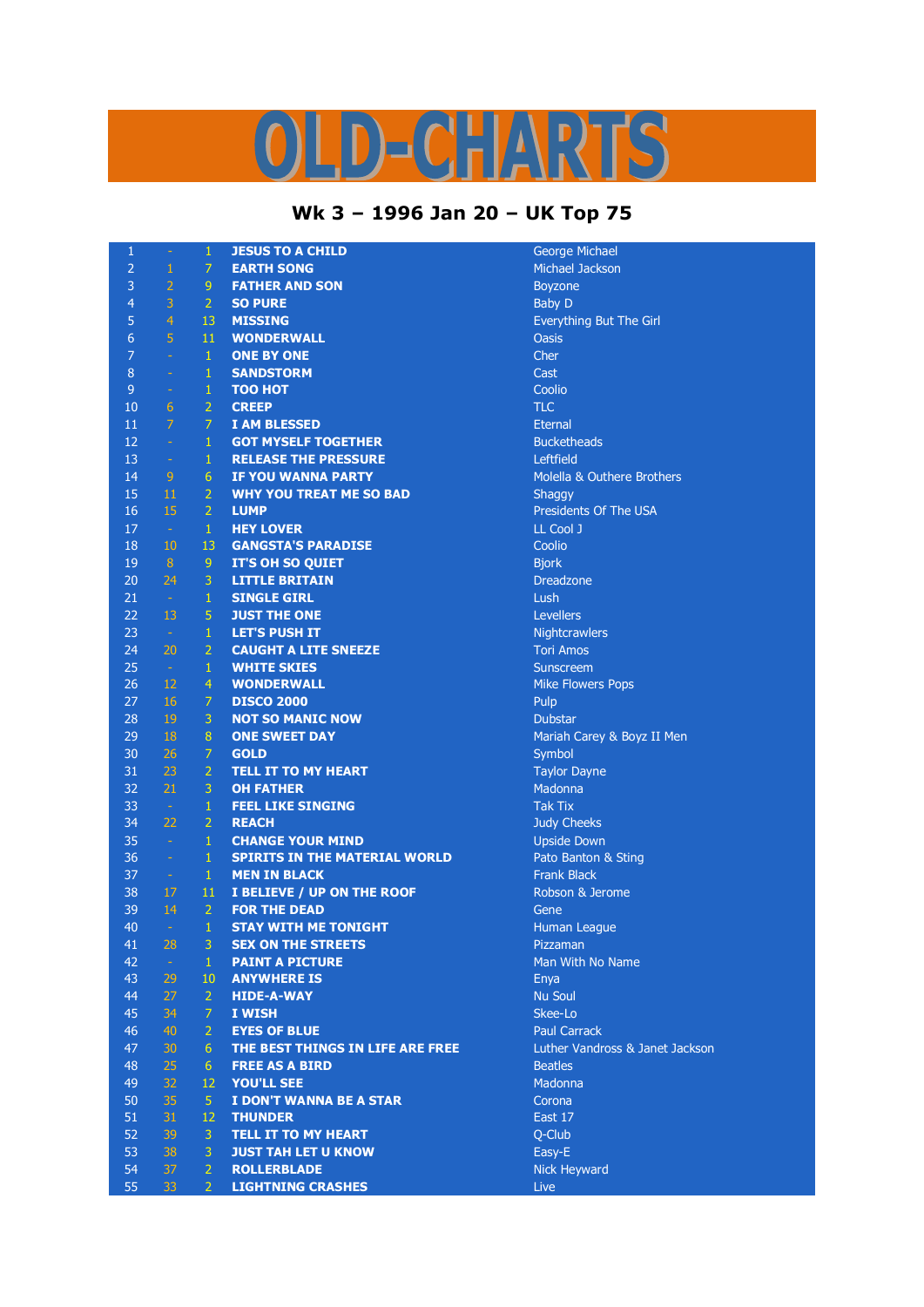# OLD-CHARTS

## Wk 3 – 1996 Jan 20 – UK Top 75

| | | | | |
|---|---|---|---|---|
| 1 | - | 1 | **JESUS TO A CHILD** | George Michael |
| 2 | 1 | 7 | **EARTH SONG** | Michael Jackson |
| 3 | 2 | 9 | **FATHER AND SON** | Boyzone |
| 4 | 3 | 2 | **SO PURE** | Baby D |
| 5 | 4 | 13 | **MISSING** | Everything But The Girl |
| 6 | 5 | 11 | **WONDERWALL** | Oasis |
| 7 | - | 1 | **ONE BY ONE** | Cher |
| 8 | - | 1 | **SANDSTORM** | Cast |
| 9 | - | 1 | **TOO HOT** | Coolio |
| 10 | 6 | 2 | **CREEP** | TLC |
| 11 | 7 | 7 | **I AM BLESSED** | Eternal |
| 12 | - | 1 | **GOT MYSELF TOGETHER** | Bucketheads |
| 13 | - | 1 | **RELEASE THE PRESSURE** | Leftfield |
| 14 | 9 | 6 | **IF YOU WANNA PARTY** | Molella & Outhere Brothers |
| 15 | 11 | 2 | **WHY YOU TREAT ME SO BAD** | Shaggy |
| 16 | 15 | 2 | **LUMP** | Presidents Of The USA |
| 17 | - | 1 | **HEY LOVER** | LL Cool J |
| 18 | 10 | 13 | **GANGSTA'S PARADISE** | Coolio |
| 19 | 8 | 9 | **IT'S OH SO QUIET** | Bjork |
| 20 | 24 | 3 | **LITTLE BRITAIN** | Dreadzone |
| 21 | - | 1 | **SINGLE GIRL** | Lush |
| 22 | 13 | 5 | **JUST THE ONE** | Levellers |
| 23 | - | 1 | **LET'S PUSH IT** | Nightcrawlers |
| 24 | 20 | 2 | **CAUGHT A LITE SNEEZE** | Tori Amos |
| 25 | - | 1 | **WHITE SKIES** | Sunscreem |
| 26 | 12 | 4 | **WONDERWALL** | Mike Flowers Pops |
| 27 | 16 | 7 | **DISCO 2000** | Pulp |
| 28 | 19 | 3 | **NOT SO MANIC NOW** | Dubstar |
| 29 | 18 | 8 | **ONE SWEET DAY** | Mariah Carey & Boyz II Men |
| 30 | 26 | 7 | **GOLD** | Symbol |
| 31 | 23 | 2 | **TELL IT TO MY HEART** | Taylor Dayne |
| 32 | 21 | 3 | **OH FATHER** | Madonna |
| 33 | - | 1 | **FEEL LIKE SINGING** | Tak Tix |
| 34 | 22 | 2 | **REACH** | Judy Cheeks |
| 35 | - | 1 | **CHANGE YOUR MIND** | Upside Down |
| 36 | - | 1 | **SPIRITS IN THE MATERIAL WORLD** | Pato Banton & Sting |
| 37 | - | 1 | **MEN IN BLACK** | Frank Black |
| 38 | 17 | 11 | **I BELIEVE / UP ON THE ROOF** | Robson & Jerome |
| 39 | 14 | 2 | **FOR THE DEAD** | Gene |
| 40 | - | 1 | **STAY WITH ME TONIGHT** | Human League |
| 41 | 28 | 3 | **SEX ON THE STREETS** | Pizzaman |
| 42 | - | 1 | **PAINT A PICTURE** | Man With No Name |
| 43 | 29 | 10 | **ANYWHERE IS** | Enya |
| 44 | 27 | 2 | **HIDE-A-WAY** | Nu Soul |
| 45 | 34 | 7 | **I WISH** | Skee-Lo |
| 46 | 40 | 2 | **EYES OF BLUE** | Paul Carrack |
| 47 | 30 | 6 | **THE BEST THINGS IN LIFE ARE FREE** | Luther Vandross & Janet Jackson |
| 48 | 25 | 6 | **FREE AS A BIRD** | Beatles |
| 49 | 32 | 12 | **YOU'LL SEE** | Madonna |
| 50 | 35 | 5 | **I DON'T WANNA BE A STAR** | Corona |
| 51 | 31 | 12 | **THUNDER** | East 17 |
| 52 | 39 | 3 | **TELL IT TO MY HEART** | Q-Club |
| 53 | 38 | 3 | **JUST TAH LET U KNOW** | Easy-E |
| 54 | 37 | 2 | **ROLLERBLADE** | Nick Heyward |
| 55 | 33 | 2 | **LIGHTNING CRASHES** | Live |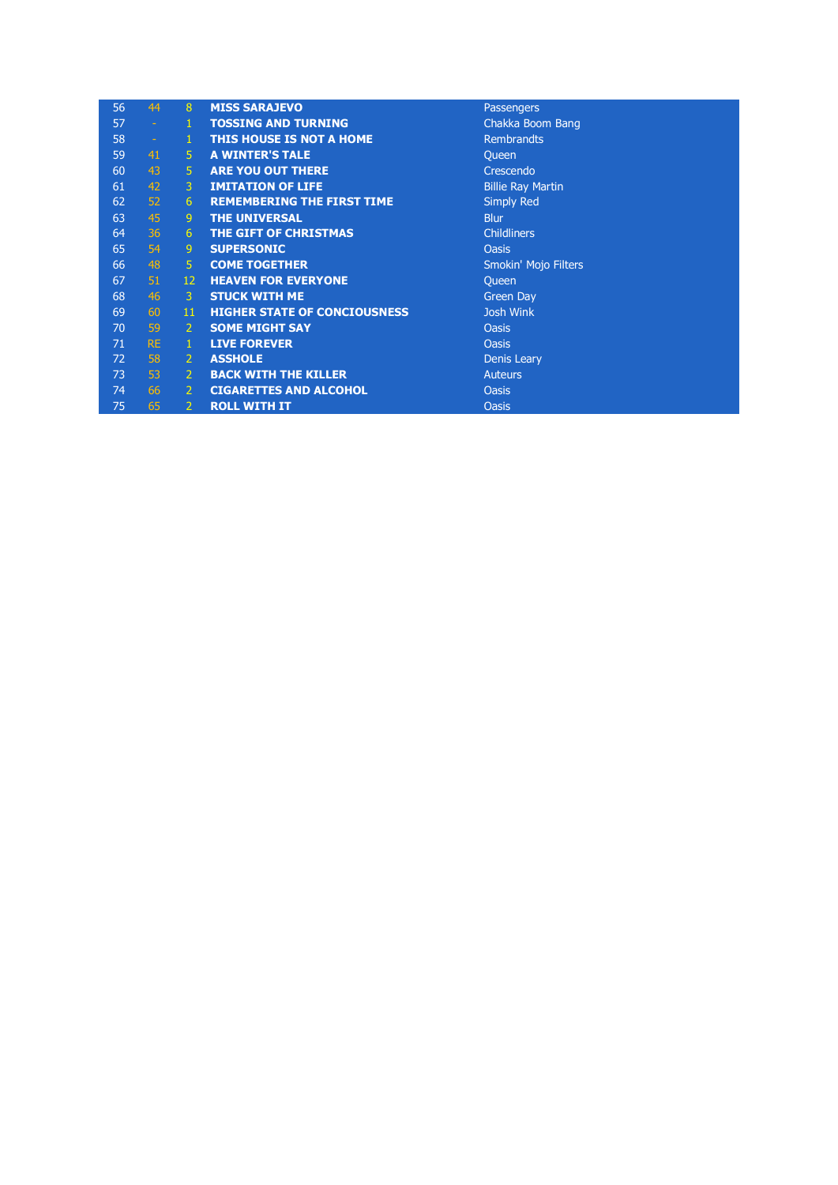| | | | | |
|---|---|---|---|---|
| 56 | 44 | 8 | **MISS SARAJEVO** | Passengers |
| 57 | - | 1 | **TOSSING AND TURNING** | Chakka Boom Bang |
| 58 | - | 1 | **THIS HOUSE IS NOT A HOME** | Rembrandts |
| 59 | 41 | 5 | **A WINTER'S TALE** | Queen |
| 60 | 43 | 5 | **ARE YOU OUT THERE** | Crescendo |
| 61 | 42 | 3 | **IMITATION OF LIFE** | Billie Ray Martin |
| 62 | 52 | 6 | **REMEMBERING THE FIRST TIME** | Simply Red |
| 63 | 45 | 9 | **THE UNIVERSAL** | Blur |
| 64 | 36 | 6 | **THE GIFT OF CHRISTMAS** | Childliners |
| 65 | 54 | 9 | **SUPERSONIC** | Oasis |
| 66 | 48 | 5 | **COME TOGETHER** | Smokin' Mojo Filters |
| 67 | 51 | 12 | **HEAVEN FOR EVERYONE** | Queen |
| 68 | 46 | 3 | **STUCK WITH ME** | Green Day |
| 69 | 60 | 11 | **HIGHER STATE OF CONCIOUSNESS** | Josh Wink |
| 70 | 59 | 2 | **SOME MIGHT SAY** | Oasis |
| 71 | RE | 1 | **LIVE FOREVER** | Oasis |
| 72 | 58 | 2 | **ASSHOLE** | Denis Leary |
| 73 | 53 | 2 | **BACK WITH THE KILLER** | Auteurs |
| 74 | 66 | 2 | **CIGARETTES AND ALCOHOL** | Oasis |
| 75 | 65 | 2 | **ROLL WITH IT** | Oasis |